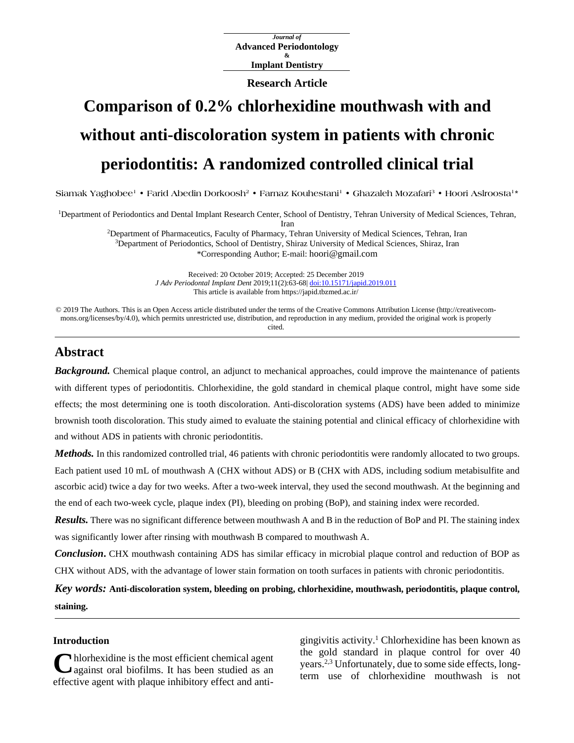Journal of
**Advanced Periodontology**
&
**Implant Dentistry**

**Research Article**

# Comparison of 0.2% chlorhexidine mouthwash with and without anti-discoloration system in patients with chronic periodontitis: A randomized controlled clinical trial

Siamak Yaghobee[1] • Farid Abedin Dorkoosh[2] • Farnaz Kouhestani[1] • Ghazaleh Mozafari[3] • Hoori Aslroosta[1]*

[1]Department of Periodontics and Dental Implant Research Center, School of Dentistry, Tehran University of Medical Sciences, Tehran, Iran
[2]Department of Pharmaceutics, Faculty of Pharmacy, Tehran University of Medical Sciences, Tehran, Iran
[3]Department of Periodontics, School of Dentistry, Shiraz University of Medical Sciences, Shiraz, Iran
*Corresponding Author; E-mail: hoori@gmail.com

Received: 20 October 2019; Accepted: 25 December 2019
*J Adv Periodontal Implant Dent* 2019;11(2):63-68| doi:10.15171/japid.2019.011
This article is available from https://japid.tbzmed.ac.ir/

© 2019 The Authors. This is an Open Access article distributed under the terms of the Creative Commons Attribution License (http://creativecommons.org/licenses/by/4.0), which permits unrestricted use, distribution, and reproduction in any medium, provided the original work is properly cited.

## Abstract

***Background.*** Chemical plaque control, an adjunct to mechanical approaches, could improve the maintenance of patients with different types of periodontitis. Chlorhexidine, the gold standard in chemical plaque control, might have some side effects; the most determining one is tooth discoloration. Anti-discoloration systems (ADS) have been added to minimize brownish tooth discoloration. This study aimed to evaluate the staining potential and clinical efficacy of chlorhexidine with and without ADS in patients with chronic periodontitis.

***Methods.*** In this randomized controlled trial, 46 patients with chronic periodontitis were randomly allocated to two groups. Each patient used 10 mL of mouthwash A (CHX without ADS) or B (CHX with ADS, including sodium metabisulfite and ascorbic acid) twice a day for two weeks. After a two-week interval, they used the second mouthwash. At the beginning and the end of each two-week cycle, plaque index (PI), bleeding on probing (BoP), and staining index were recorded.

***Results.*** There was no significant difference between mouthwash A and B in the reduction of BoP and PI. The staining index was significantly lower after rinsing with mouthwash B compared to mouthwash A.

***Conclusion*.** CHX mouthwash containing ADS has similar efficacy in microbial plaque control and reduction of BOP as CHX without ADS, with the advantage of lower stain formation on tooth surfaces in patients with chronic periodontitis.

***Key words:*** **Anti-discoloration system, bleeding on probing, chlorhexidine, mouthwash, periodontitis, plaque control, staining.**

## Introduction

Chlorhexidine is the most efficient chemical agent against oral biofilms. It has been studied as an effective agent with plaque inhibitory effect and anti-gingivitis activity.[1] Chlorhexidine has been known as the gold standard in plaque control for over 40 years.[2,3] Unfortunately, due to some side effects, long-term use of chlorhexidine mouthwash is not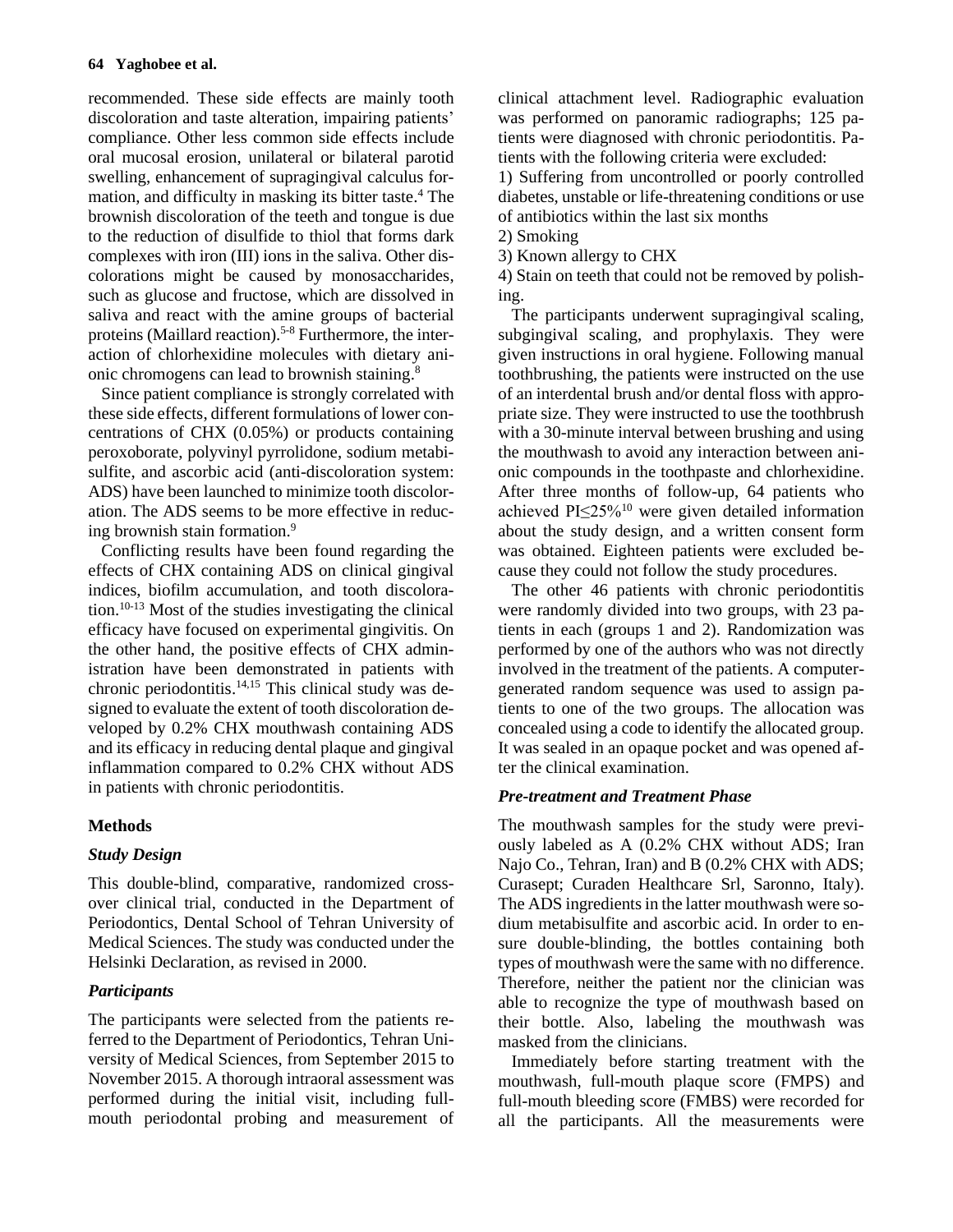recommended. These side effects are mainly tooth discoloration and taste alteration, impairing patients' compliance. Other less common side effects include oral mucosal erosion, unilateral or bilateral parotid swelling, enhancement of supragingival calculus formation, and difficulty in masking its bitter taste.[4] The brownish discoloration of the teeth and tongue is due to the reduction of disulfide to thiol that forms dark complexes with iron (III) ions in the saliva. Other discolorations might be caused by monosaccharides, such as glucose and fructose, which are dissolved in saliva and react with the amine groups of bacterial proteins (Maillard reaction).[5-8] Furthermore, the interaction of chlorhexidine molecules with dietary anionic chromogens can lead to brownish staining.[8]

Since patient compliance is strongly correlated with these side effects, different formulations of lower concentrations of CHX (0.05%) or products containing peroxoborate, polyvinyl pyrrolidone, sodium metabisulfite, and ascorbic acid (anti-discoloration system: ADS) have been launched to minimize tooth discoloration. The ADS seems to be more effective in reducing brownish stain formation.[9]

Conflicting results have been found regarding the effects of CHX containing ADS on clinical gingival indices, biofilm accumulation, and tooth discoloration.[10-13] Most of the studies investigating the clinical efficacy have focused on experimental gingivitis. On the other hand, the positive effects of CHX administration have been demonstrated in patients with chronic periodontitis.[14,15] This clinical study was designed to evaluate the extent of tooth discoloration developed by 0.2% CHX mouthwash containing ADS and its efficacy in reducing dental plaque and gingival inflammation compared to 0.2% CHX without ADS in patients with chronic periodontitis.

## Methods

### *Study Design*

This double-blind, comparative, randomized crossover clinical trial, conducted in the Department of Periodontics, Dental School of Tehran University of Medical Sciences. The study was conducted under the Helsinki Declaration, as revised in 2000.

### *Participants*

The participants were selected from the patients referred to the Department of Periodontics, Tehran University of Medical Sciences, from September 2015 to November 2015. A thorough intraoral assessment was performed during the initial visit, including full-mouth periodontal probing and measurement of clinical attachment level. Radiographic evaluation was performed on panoramic radiographs; 125 patients were diagnosed with chronic periodontitis. Patients with the following criteria were excluded:

1) Suffering from uncontrolled or poorly controlled diabetes, unstable or life-threatening conditions or use of antibiotics within the last six months
2) Smoking
3) Known allergy to CHX
4) Stain on teeth that could not be removed by polishing.

The participants underwent supragingival scaling, subgingival scaling, and prophylaxis. They were given instructions in oral hygiene. Following manual toothbrushing, the patients were instructed on the use of an interdental brush and/or dental floss with appropriate size. They were instructed to use the toothbrush with a 30-minute interval between brushing and using the mouthwash to avoid any interaction between anionic compounds in the toothpaste and chlorhexidine. After three months of follow-up, 64 patients who achieved PI≤25%[10] were given detailed information about the study design, and a written consent form was obtained. Eighteen patients were excluded because they could not follow the study procedures.

The other 46 patients with chronic periodontitis were randomly divided into two groups, with 23 patients in each (groups 1 and 2). Randomization was performed by one of the authors who was not directly involved in the treatment of the patients. A computer-generated random sequence was used to assign patients to one of the two groups. The allocation was concealed using a code to identify the allocated group. It was sealed in an opaque pocket and was opened after the clinical examination.

### *Pre-treatment and Treatment Phase*

The mouthwash samples for the study were previously labeled as A (0.2% CHX without ADS; Iran Najo Co., Tehran, Iran) and B (0.2% CHX with ADS; Curasept; Curaden Healthcare Srl, Saronno, Italy). The ADS ingredients in the latter mouthwash were sodium metabisulfite and ascorbic acid. In order to ensure double-blinding, the bottles containing both types of mouthwash were the same with no difference. Therefore, neither the patient nor the clinician was able to recognize the type of mouthwash based on their bottle. Also, labeling the mouthwash was masked from the clinicians.

Immediately before starting treatment with the mouthwash, full-mouth plaque score (FMPS) and full-mouth bleeding score (FMBS) were recorded for all the participants. All the measurements were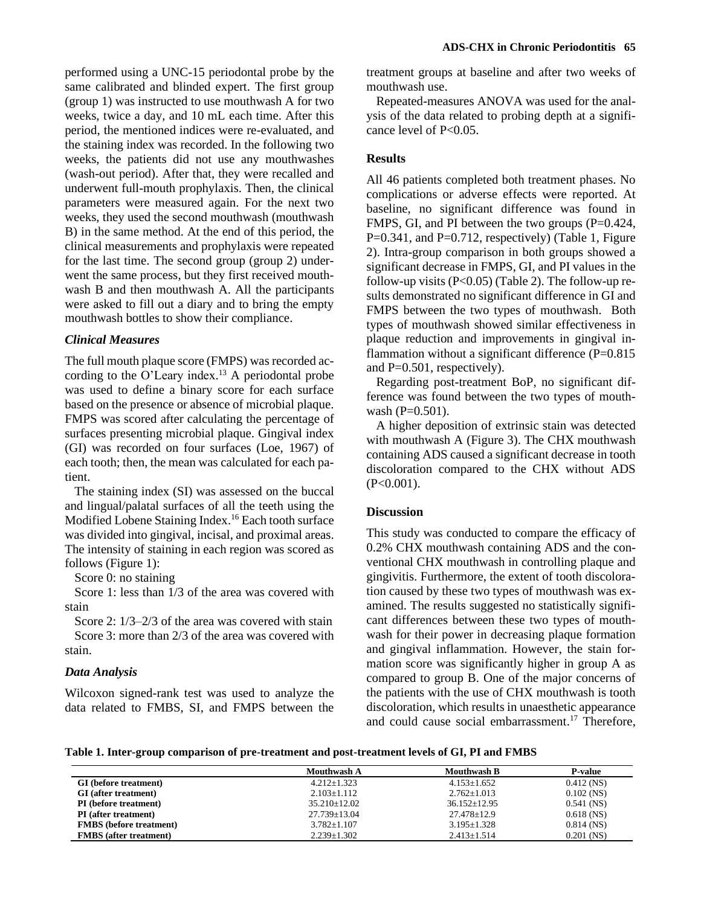performed using a UNC-15 periodontal probe by the same calibrated and blinded expert. The first group (group 1) was instructed to use mouthwash A for two weeks, twice a day, and 10 mL each time. After this period, the mentioned indices were re-evaluated, and the staining index was recorded. In the following two weeks, the patients did not use any mouthwashes (wash-out period). After that, they were recalled and underwent full-mouth prophylaxis. Then, the clinical parameters were measured again. For the next two weeks, they used the second mouthwash (mouthwash B) in the same method. At the end of this period, the clinical measurements and prophylaxis were repeated for the last time. The second group (group 2) underwent the same process, but they first received mouthwash B and then mouthwash A. All the participants were asked to fill out a diary and to bring the empty mouthwash bottles to show their compliance.

### *Clinical Measures*

The full mouth plaque score (FMPS) was recorded according to the O'Leary index.[13] A periodontal probe was used to define a binary score for each surface based on the presence or absence of microbial plaque. FMPS was scored after calculating the percentage of surfaces presenting microbial plaque. Gingival index (GI) was recorded on four surfaces (Loe, 1967) of each tooth; then, the mean was calculated for each patient.

The staining index (SI) was assessed on the buccal and lingual/palatal surfaces of all the teeth using the Modified Lobene Staining Index.[16] Each tooth surface was divided into gingival, incisal, and proximal areas. The intensity of staining in each region was scored as follows (Figure 1):

Score 0: no staining

Score 1: less than 1/3 of the area was covered with stain

Score 2: 1/3–2/3 of the area was covered with stain

Score 3: more than 2/3 of the area was covered with stain.

### *Data Analysis*

Wilcoxon signed-rank test was used to analyze the data related to FMBS, SI, and FMPS between the treatment groups at baseline and after two weeks of mouthwash use.

Repeated-measures ANOVA was used for the analysis of the data related to probing depth at a significance level of $P<0.05$.

## Results

All 46 patients completed both treatment phases. No complications or adverse effects were reported. At baseline, no significant difference was found in FMPS, GI, and PI between the two groups ($P=0.424$, $P=0.341$, and $P=0.712$, respectively) (Table 1, Figure 2). Intra-group comparison in both groups showed a significant decrease in FMPS, GI, and PI values in the follow-up visits ($P<0.05$) (Table 2). The follow-up results demonstrated no significant difference in GI and FMPS between the two types of mouthwash. Both types of mouthwash showed similar effectiveness in plaque reduction and improvements in gingival inflammation without a significant difference ($P=0.815$ and $P=0.501$, respectively).

Regarding post-treatment BoP, no significant difference was found between the two types of mouthwash ($P=0.501$).

A higher deposition of extrinsic stain was detected with mouthwash A (Figure 3). The CHX mouthwash containing ADS caused a significant decrease in tooth discoloration compared to the CHX without ADS ($P<0.001$).

## Discussion

This study was conducted to compare the efficacy of 0.2% CHX mouthwash containing ADS and the conventional CHX mouthwash in controlling plaque and gingivitis. Furthermore, the extent of tooth discoloration caused by these two types of mouthwash was examined. The results suggested no statistically significant differences between these two types of mouthwash for their power in decreasing plaque formation and gingival inflammation. However, the stain formation score was significantly higher in group A as compared to group B. One of the major concerns of the patients with the use of CHX mouthwash is tooth discoloration, which results in unaesthetic appearance and could cause social embarrassment.[17] Therefore,

**Table 1. Inter-group comparison of pre-treatment and post-treatment levels of GI, PI and FMBS**

| | Mouthwash A | Mouthwash B | P-value |
|---|---|---|---|
| **GI (before treatment)** | 4.212±1.323 | 4.153±1.652 | 0.412 (NS) |
| **GI (after treatment)** | 2.103±1.112 | 2.762±1.013 | 0.102 (NS) |
| **PI (before treatment)** | 35.210±12.02 | 36.152±12.95 | 0.541 (NS) |
| **PI (after treatment)** | 27.739±13.04 | 27.478±12.9 | 0.618 (NS) |
| **FMBS (before treatment)** | 3.782±1.107 | 3.195±1.328 | 0.814 (NS) |
| **FMBS (after treatment)** | 2.239±1.302 | 2.413±1.514 | 0.201 (NS) |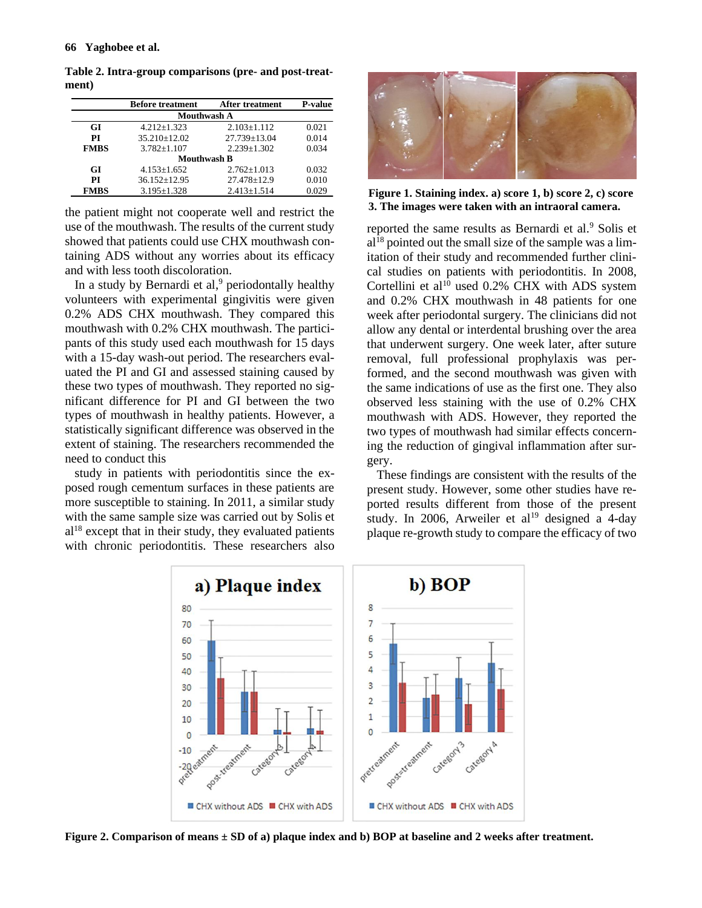**Table 2. Intra-group comparisons (pre- and post-treatment)**

| | Before treatment | After treatment | P-value |
|---|---|---|---|
| **Mouthwash A** | | | |
| **GI** | 4.212±1.323 | 2.103±1.112 | 0.021 |
| **PI** | 35.210±12.02 | 27.739±13.04 | 0.014 |
| **FMBS** | 3.782±1.107 | 2.239±1.302 | 0.034 |
| **Mouthwash B** | | | |
| **GI** | 4.153±1.652 | 2.762±1.013 | 0.032 |
| **PI** | 36.152±12.95 | 27.478±12.9 | 0.010 |
| **FMBS** | 3.195±1.328 | 2.413±1.514 | 0.029 |

the patient might not cooperate well and restrict the use of the mouthwash. The results of the current study showed that patients could use CHX mouthwash containing ADS without any worries about its efficacy and with less tooth discoloration.

In a study by Bernardi et al,[9] periodontally healthy volunteers with experimental gingivitis were given 0.2% ADS CHX mouthwash. They compared this mouthwash with 0.2% CHX mouthwash. The participants of this study used each mouthwash for 15 days with a 15-day wash-out period. The researchers evaluated the PI and GI and assessed staining caused by these two types of mouthwash. They reported no significant difference for PI and GI between the two types of mouthwash in healthy patients. However, a statistically significant difference was observed in the extent of staining. The researchers recommended the need to conduct this

study in patients with periodontitis since the exposed rough cementum surfaces in these patients are more susceptible to staining. In 2011, a similar study with the same sample size was carried out by Solis et al[18] except that in their study, they evaluated patients with chronic periodontitis. These researchers also reported the same results as Bernardi et al.[9] Solis et al[18] pointed out the small size of the sample was a limitation of their study and recommended further clinical studies on patients with periodontitis. In 2008, Cortellini et al[10] used 0.2% CHX with ADS system and 0.2% CHX mouthwash in 48 patients for one week after periodontal surgery. The clinicians did not allow any dental or interdental brushing over the area that underwent surgery. One week later, after suture removal, full professional prophylaxis was performed, and the second mouthwash was given with the same indications of use as the first one. They also observed less staining with the use of 0.2% CHX mouthwash with ADS. However, they reported the two types of mouthwash had similar effects concerning the reduction of gingival inflammation after surgery.

These findings are consistent with the results of the present study. However, some other studies have reported results different from those of the present study. In 2006, Arweiler et al[19] designed a 4-day plaque re-growth study to compare the efficacy of two

**Figure 1. Staining index. a) score 1, b) score 2, c) score 3. The images were taken with an intraoral camera.**

**Figure 2. Comparison of means ± SD of a) plaque index and b) BOP at baseline and 2 weeks after treatment.**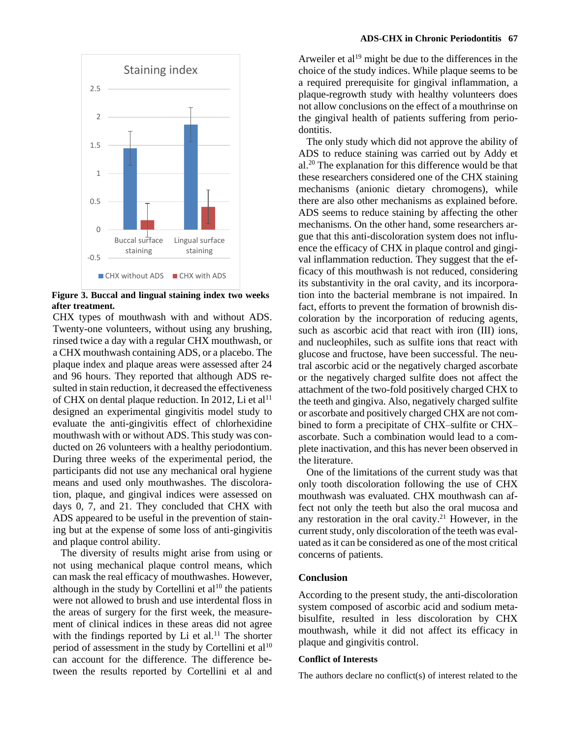**Figure 3. Buccal and lingual staining index two weeks after treatment.**

CHX types of mouthwash with and without ADS. Twenty-one volunteers, without using any brushing, rinsed twice a day with a regular CHX mouthwash, or a CHX mouthwash containing ADS, or a placebo. The plaque index and plaque areas were assessed after 24 and 96 hours. They reported that although ADS resulted in stain reduction, it decreased the effectiveness of CHX on dental plaque reduction. In 2012, Li et al[11] designed an experimental gingivitis model study to evaluate the anti-gingivitis effect of chlorhexidine mouthwash with or without ADS. This study was conducted on 26 volunteers with a healthy periodontium. During three weeks of the experimental period, the participants did not use any mechanical oral hygiene means and used only mouthwashes. The discoloration, plaque, and gingival indices were assessed on days 0, 7, and 21. They concluded that CHX with ADS appeared to be useful in the prevention of staining but at the expense of some loss of anti-gingivitis and plaque control ability.

The diversity of results might arise from using or not using mechanical plaque control means, which can mask the real efficacy of mouthwashes. However, although in the study by Cortellini et al[10] the patients were not allowed to brush and use interdental floss in the areas of surgery for the first week, the measurement of clinical indices in these areas did not agree with the findings reported by Li et al.[11] The shorter period of assessment in the study by Cortellini et al[10] can account for the difference. The difference between the results reported by Cortellini et al and Arweiler et al[19] might be due to the differences in the choice of the study indices. While plaque seems to be a required prerequisite for gingival inflammation, a plaque-regrowth study with healthy volunteers does not allow conclusions on the effect of a mouthrinse on the gingival health of patients suffering from periodontitis.

The only study which did not approve the ability of ADS to reduce staining was carried out by Addy et al.[20] The explanation for this difference would be that these researchers considered one of the CHX staining mechanisms (anionic dietary chromogens), while there are also other mechanisms as explained before. ADS seems to reduce staining by affecting the other mechanisms. On the other hand, some researchers argue that this anti-discoloration system does not influence the efficacy of CHX in plaque control and gingival inflammation reduction. They suggest that the efficacy of this mouthwash is not reduced, considering its substantivity in the oral cavity, and its incorporation into the bacterial membrane is not impaired. In fact, efforts to prevent the formation of brownish discoloration by the incorporation of reducing agents, such as ascorbic acid that react with iron (III) ions, and nucleophiles, such as sulfite ions that react with glucose and fructose, have been successful. The neutral ascorbic acid or the negatively charged ascorbate or the negatively charged sulfite does not affect the attachment of the two-fold positively charged CHX to the teeth and gingiva. Also, negatively charged sulfite or ascorbate and positively charged CHX are not combined to form a precipitate of CHX–sulfite or CHX–ascorbate. Such a combination would lead to a complete inactivation, and this has never been observed in the literature.

One of the limitations of the current study was that only tooth discoloration following the use of CHX mouthwash was evaluated. CHX mouthwash can affect not only the teeth but also the oral mucosa and any restoration in the oral cavity.[21] However, in the current study, only discoloration of the teeth was evaluated as it can be considered as one of the most critical concerns of patients.

## Conclusion

According to the present study, the anti-discoloration system composed of ascorbic acid and sodium metabisulfite, resulted in less discoloration by CHX mouthwash, while it did not affect its efficacy in plaque and gingivitis control.

### Conflict of Interests

The authors declare no conflict(s) of interest related to the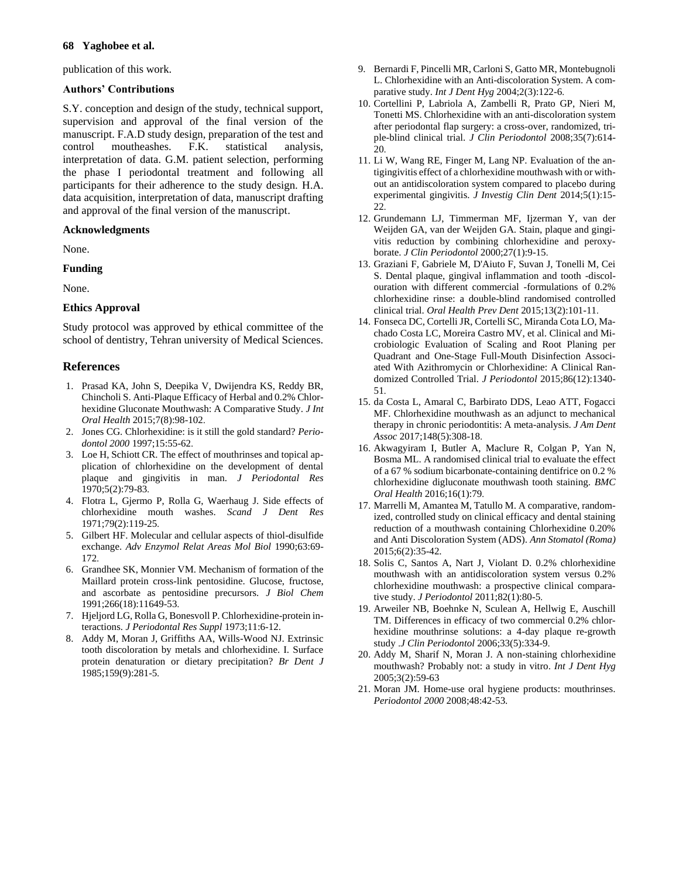publication of this work.

### Authors' Contributions

S.Y. conception and design of the study, technical support, supervision and approval of the final version of the manuscript. F.A.D study design, preparation of the test and control moutheashes. F.K. statistical analysis, interpretation of data. G.M. patient selection, performing the phase I periodontal treatment and following all participants for their adherence to the study design. H.A. data acquisition, interpretation of data, manuscript drafting and approval of the final version of the manuscript.

### Acknowledgments

None.

### Funding

None.

### Ethics Approval

Study protocol was approved by ethical committee of the school of dentistry, Tehran university of Medical Sciences.

## References

1. Prasad KA, John S, Deepika V, Dwijendra KS, Reddy BR, Chincholi S. Anti-Plaque Efficacy of Herbal and 0.2% Chlorhexidine Gluconate Mouthwash: A Comparative Study. *J Int Oral Health* 2015;7(8):98-102.
2. Jones CG. Chlorhexidine: is it still the gold standard? *Periodontol 2000* 1997;15:55-62.
3. Loe H, Schiott CR. The effect of mouthrinses and topical application of chlorhexidine on the development of dental plaque and gingivitis in man. *J Periodontal Res* 1970;5(2):79-83.
4. Flotra L, Gjermo P, Rolla G, Waerhaug J. Side effects of chlorhexidine mouth washes. *Scand J Dent Res* 1971;79(2):119-25.
5. Gilbert HF. Molecular and cellular aspects of thiol-disulfide exchange. *Adv Enzymol Relat Areas Mol Biol* 1990;63:69-172.
6. Grandhee SK, Monnier VM. Mechanism of formation of the Maillard protein cross-link pentosidine. Glucose, fructose, and ascorbate as pentosidine precursors. *J Biol Chem* 1991;266(18):11649-53.
7. Hjeljord LG, Rolla G, Bonesvoll P. Chlorhexidine-protein interactions. *J Periodontal Res Suppl* 1973;11:6-12.
8. Addy M, Moran J, Griffiths AA, Wills-Wood NJ. Extrinsic tooth discoloration by metals and chlorhexidine. I. Surface protein denaturation or dietary precipitation? *Br Dent J* 1985;159(9):281-5.
9. Bernardi F, Pincelli MR, Carloni S, Gatto MR, Montebugnoli L. Chlorhexidine with an Anti-discoloration System. A comparative study. *Int J Dent Hyg* 2004;2(3):122-6.
10. Cortellini P, Labriola A, Zambelli R, Prato GP, Nieri M, Tonetti MS. Chlorhexidine with an anti-discoloration system after periodontal flap surgery: a cross-over, randomized, triple-blind clinical trial. *J Clin Periodontol* 2008;35(7):614-20.
11. Li W, Wang RE, Finger M, Lang NP. Evaluation of the antigingivitis effect of a chlorhexidine mouthwash with or without an antidiscoloration system compared to placebo during experimental gingivitis. *J Investig Clin Dent* 2014;5(1):15-22.
12. Grundemann LJ, Timmerman MF, Ijzerman Y, van der Weijden GA, van der Weijden GA. Stain, plaque and gingivitis reduction by combining chlorhexidine and peroxyborate. *J Clin Periodontol* 2000;27(1):9-15.
13. Graziani F, Gabriele M, D'Aiuto F, Suvan J, Tonelli M, Cei S. Dental plaque, gingival inflammation and tooth -discolouration with different commercial -formulations of 0.2% chlorhexidine rinse: a double-blind randomised controlled clinical trial. *Oral Health Prev Dent* 2015;13(2):101-11.
14. Fonseca DC, Cortelli JR, Cortelli SC, Miranda Cota LO, Machado Costa LC, Moreira Castro MV, et al. Clinical and Microbiologic Evaluation of Scaling and Root Planing per Quadrant and One-Stage Full-Mouth Disinfection Associated With Azithromycin or Chlorhexidine: A Clinical Randomized Controlled Trial. *J Periodontol* 2015;86(12):1340-51.
15. da Costa L, Amaral C, Barbirato DDS, Leao ATT, Fogacci MF. Chlorhexidine mouthwash as an adjunct to mechanical therapy in chronic periodontitis: A meta-analysis. *J Am Dent Assoc* 2017;148(5):308-18.
16. Akwagyiram I, Butler A, Maclure R, Colgan P, Yan N, Bosma ML. A randomised clinical trial to evaluate the effect of a 67 % sodium bicarbonate-containing dentifrice on 0.2 % chlorhexidine digluconate mouthwash tooth staining. *BMC Oral Health* 2016;16(1):79.
17. Marrelli M, Amantea M, Tatullo M. A comparative, randomized, controlled study on clinical efficacy and dental staining reduction of a mouthwash containing Chlorhexidine 0.20% and Anti Discoloration System (ADS). *Ann Stomatol (Roma)* 2015;6(2):35-42.
18. Solis C, Santos A, Nart J, Violant D. 0.2% chlorhexidine mouthwash with an antidiscoloration system versus 0.2% chlorhexidine mouthwash: a prospective clinical comparative study. *J Periodontol* 2011;82(1):80-5.
19. Arweiler NB, Boehnke N, Sculean A, Hellwig E, Auschill TM. Differences in efficacy of two commercial 0.2% chlorhexidine mouthrinse solutions: a 4-day plaque re-growth study .*J Clin Periodontol* 2006;33(5):334-9.
20. Addy M, Sharif N, Moran J. A non-staining chlorhexidine mouthwash? Probably not: a study in vitro. *Int J Dent Hyg* 2005;3(2):59-63
21. Moran JM. Home-use oral hygiene products: mouthrinses. *Periodontol 2000* 2008;48:42-53.